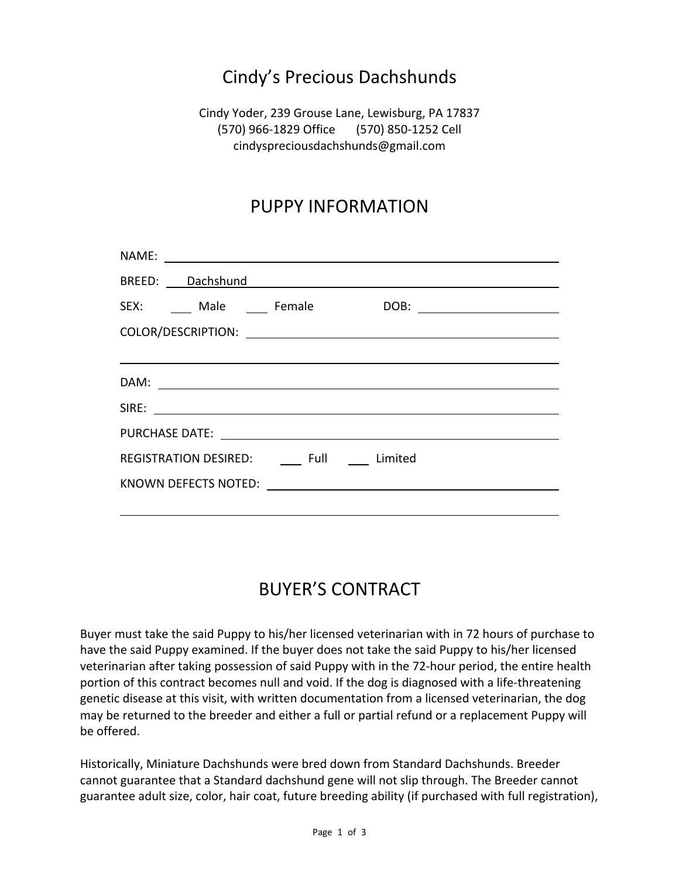# Cindy's Precious Dachshunds

Cindy Yoder, 239 Grouse Lane, Lewisburg, PA 17837
(570) 966-1829 Office (570) 850-1252 Cell
cindyspreciousdachshunds@gmail.com

## PUPPY INFORMATION

NAME: ______________________________

BREED: Dachshund

SEX: ___ Male ___ Female DOB: ______________

COLOR/DESCRIPTION: ______________________________

______________________________

DAM: ______________________________

SIRE: ______________________________

PURCHASE DATE: ______________________________

REGISTRATION DESIRED: ___ Full ___ Limited

KNOWN DEFECTS NOTED: ______________________________

______________________________

## BUYER'S CONTRACT

Buyer must take the said Puppy to his/her licensed veterinarian with in 72 hours of purchase to have the said Puppy examined. If the buyer does not take the said Puppy to his/her licensed veterinarian after taking possession of said Puppy with in the 72-hour period, the entire health portion of this contract becomes null and void. If the dog is diagnosed with a life-threatening genetic disease at this visit, with written documentation from a licensed veterinarian, the dog may be returned to the breeder and either a full or partial refund or a replacement Puppy will be offered.

Historically, Miniature Dachshunds were bred down from Standard Dachshunds. Breeder cannot guarantee that a Standard dachshund gene will not slip through. The Breeder cannot guarantee adult size, color, hair coat, future breeding ability (if purchased with full registration),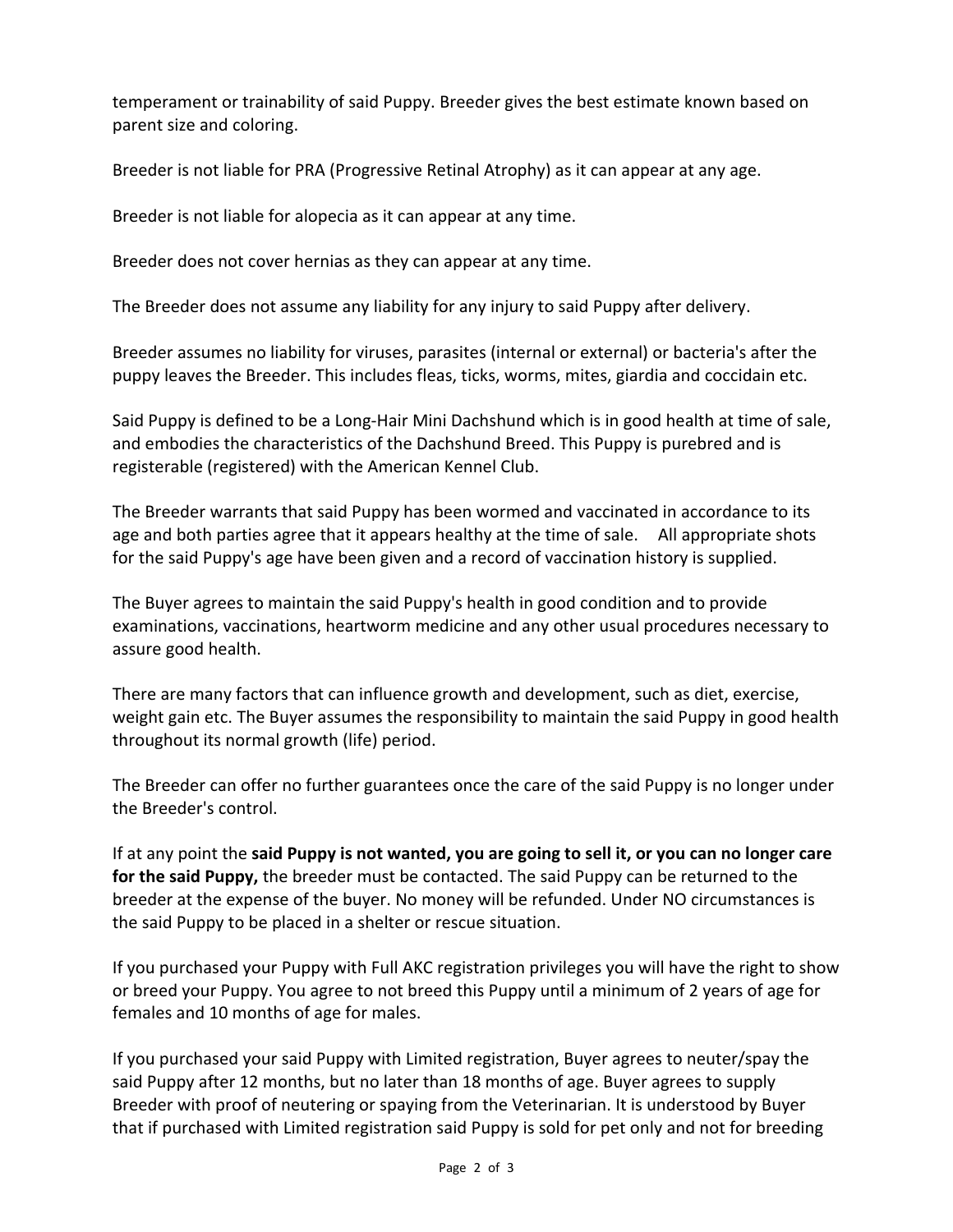temperament or trainability of said Puppy. Breeder gives the best estimate known based on parent size and coloring.

Breeder is not liable for PRA (Progressive Retinal Atrophy) as it can appear at any age.

Breeder is not liable for alopecia as it can appear at any time.

Breeder does not cover hernias as they can appear at any time.

The Breeder does not assume any liability for any injury to said Puppy after delivery.

Breeder assumes no liability for viruses, parasites (internal or external) or bacteria's after the puppy leaves the Breeder. This includes fleas, ticks, worms, mites, giardia and coccidain etc.

Said Puppy is defined to be a Long-Hair Mini Dachshund which is in good health at time of sale, and embodies the characteristics of the Dachshund Breed. This Puppy is purebred and is registerable (registered) with the American Kennel Club.

The Breeder warrants that said Puppy has been wormed and vaccinated in accordance to its age and both parties agree that it appears healthy at the time of sale. All appropriate shots for the said Puppy's age have been given and a record of vaccination history is supplied.

The Buyer agrees to maintain the said Puppy's health in good condition and to provide examinations, vaccinations, heartworm medicine and any other usual procedures necessary to assure good health.

There are many factors that can influence growth and development, such as diet, exercise, weight gain etc. The Buyer assumes the responsibility to maintain the said Puppy in good health throughout its normal growth (life) period.

The Breeder can offer no further guarantees once the care of the said Puppy is no longer under the Breeder's control.

If at any point the **said Puppy is not wanted, you are going to sell it, or you can no longer care for the said Puppy,** the breeder must be contacted. The said Puppy can be returned to the breeder at the expense of the buyer. No money will be refunded. Under NO circumstances is the said Puppy to be placed in a shelter or rescue situation.

If you purchased your Puppy with Full AKC registration privileges you will have the right to show or breed your Puppy. You agree to not breed this Puppy until a minimum of 2 years of age for females and 10 months of age for males.

If you purchased your said Puppy with Limited registration, Buyer agrees to neuter/spay the said Puppy after 12 months, but no later than 18 months of age. Buyer agrees to supply Breeder with proof of neutering or spaying from the Veterinarian. It is understood by Buyer that if purchased with Limited registration said Puppy is sold for pet only and not for breeding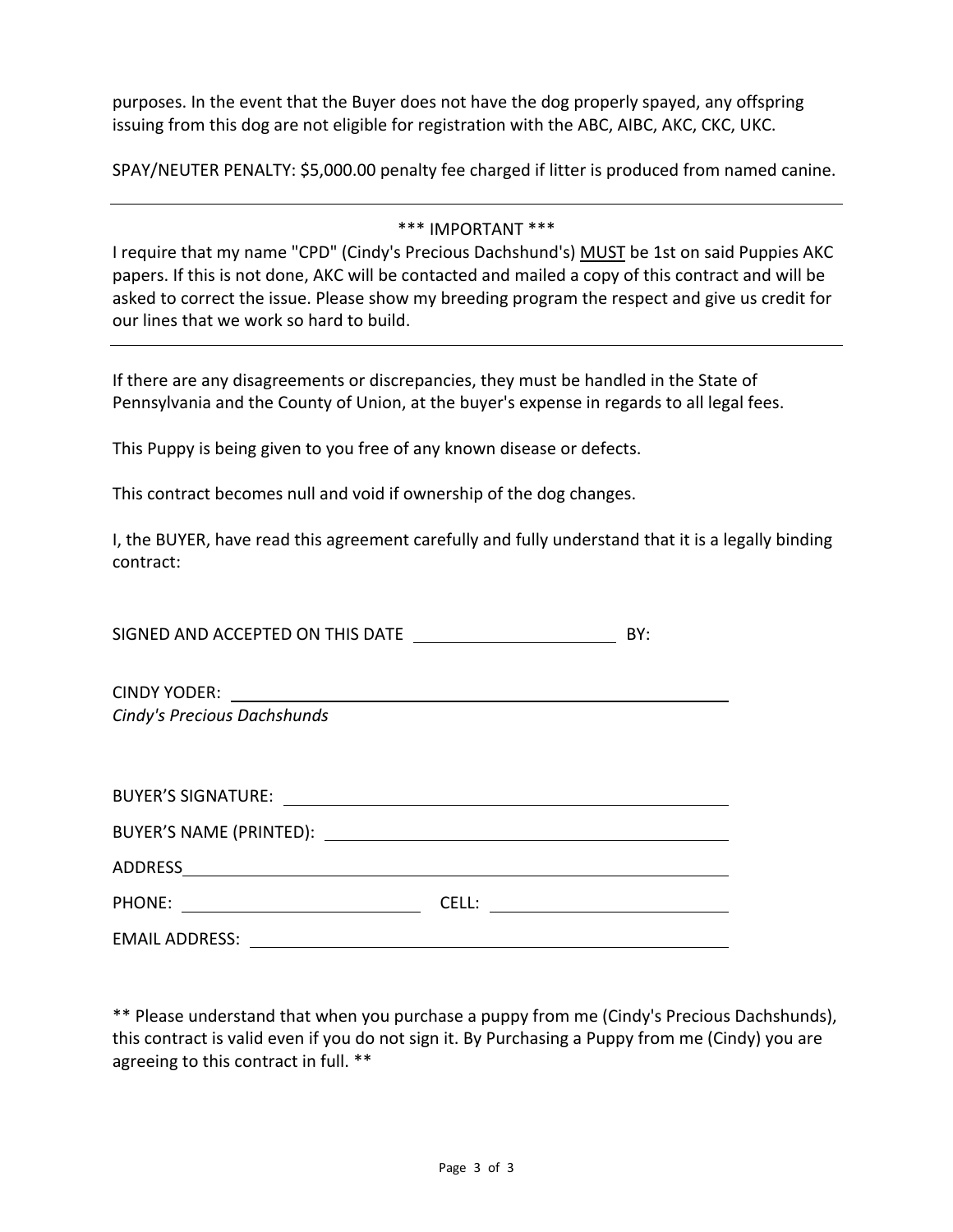purposes. In the event that the Buyer does not have the dog properly spayed, any offspring issuing from this dog are not eligible for registration with the ABC, AIBC, AKC, CKC, UKC.

SPAY/NEUTER PENALTY: $5,000.00 penalty fee charged if litter is produced from named canine.

---

*** IMPORTANT ***

I require that my name "CPD" (Cindy's Precious Dachshund's) MUST be 1st on said Puppies AKC papers. If this is not done, AKC will be contacted and mailed a copy of this contract and will be asked to correct the issue. Please show my breeding program the respect and give us credit for our lines that we work so hard to build.

---

If there are any disagreements or discrepancies, they must be handled in the State of Pennsylvania and the County of Union, at the buyer's expense in regards to all legal fees.

This Puppy is being given to you free of any known disease or defects.

This contract becomes null and void if ownership of the dog changes.

I, the BUYER, have read this agreement carefully and fully understand that it is a legally binding contract:

SIGNED AND ACCEPTED ON THIS DATE ____________________ BY:

CINDY YODER: ____________________________________________
*Cindy's Precious Dachshunds*

BUYER'S SIGNATURE: ____________________________________________

BUYER'S NAME (PRINTED): ____________________________________________

ADDRESS ____________________________________________

PHONE: ____________________ CELL: ____________________

EMAIL ADDRESS: ____________________________________________

** Please understand that when you purchase a puppy from me (Cindy's Precious Dachshunds), this contract is valid even if you do not sign it. By Purchasing a Puppy from me (Cindy) you are agreeing to this contract in full. **